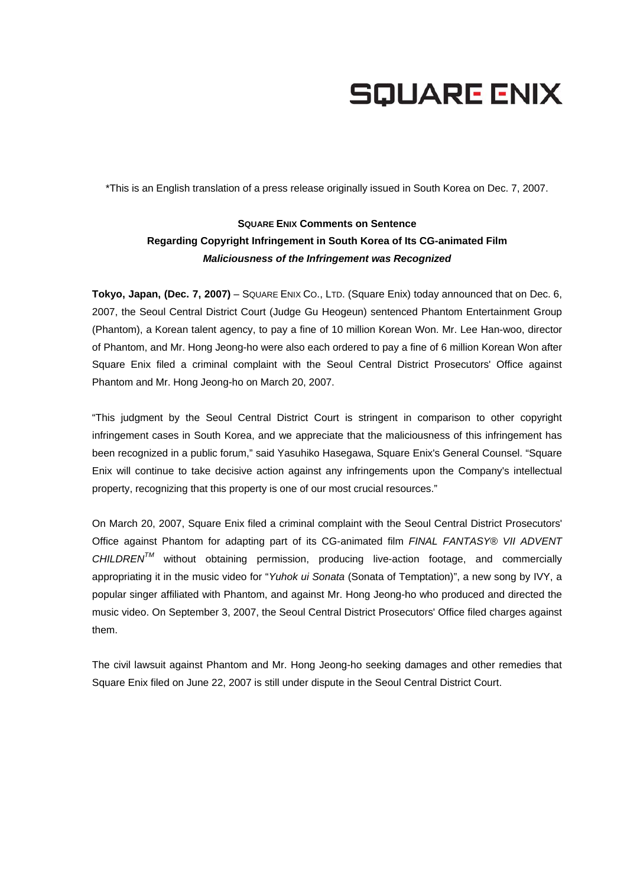# SQUARE ENIX

*This is an English translation of a press release originally issued in South Korea on Dec. 7, 2007.

## SQUARE ENIX Comments on Sentence Regarding Copyright Infringement in South Korea of Its CG-animated Film

***Maliciousness of the Infringement was Recognized***

**Tokyo, Japan, (Dec. 7, 2007)** – SQUARE ENIX CO., LTD. (Square Enix) today announced that on Dec. 6, 2007, the Seoul Central District Court (Judge Gu Heogeun) sentenced Phantom Entertainment Group (Phantom), a Korean talent agency, to pay a fine of 10 million Korean Won. Mr. Lee Han-woo, director of Phantom, and Mr. Hong Jeong-ho were also each ordered to pay a fine of 6 million Korean Won after Square Enix filed a criminal complaint with the Seoul Central District Prosecutors' Office against Phantom and Mr. Hong Jeong-ho on March 20, 2007.

"This judgment by the Seoul Central District Court is stringent in comparison to other copyright infringement cases in South Korea, and we appreciate that the maliciousness of this infringement has been recognized in a public forum," said Yasuhiko Hasegawa, Square Enix's General Counsel. "Square Enix will continue to take decisive action against any infringements upon the Company's intellectual property, recognizing that this property is one of our most crucial resources."

On March 20, 2007, Square Enix filed a criminal complaint with the Seoul Central District Prosecutors' Office against Phantom for adapting part of its CG-animated film *FINAL FANTASY® VII ADVENT CHILDREN™* without obtaining permission, producing live-action footage, and commercially appropriating it in the music video for "*Yuhok ui Sonata* (Sonata of Temptation)", a new song by IVY, a popular singer affiliated with Phantom, and against Mr. Hong Jeong-ho who produced and directed the music video. On September 3, 2007, the Seoul Central District Prosecutors' Office filed charges against them.

The civil lawsuit against Phantom and Mr. Hong Jeong-ho seeking damages and other remedies that Square Enix filed on June 22, 2007 is still under dispute in the Seoul Central District Court.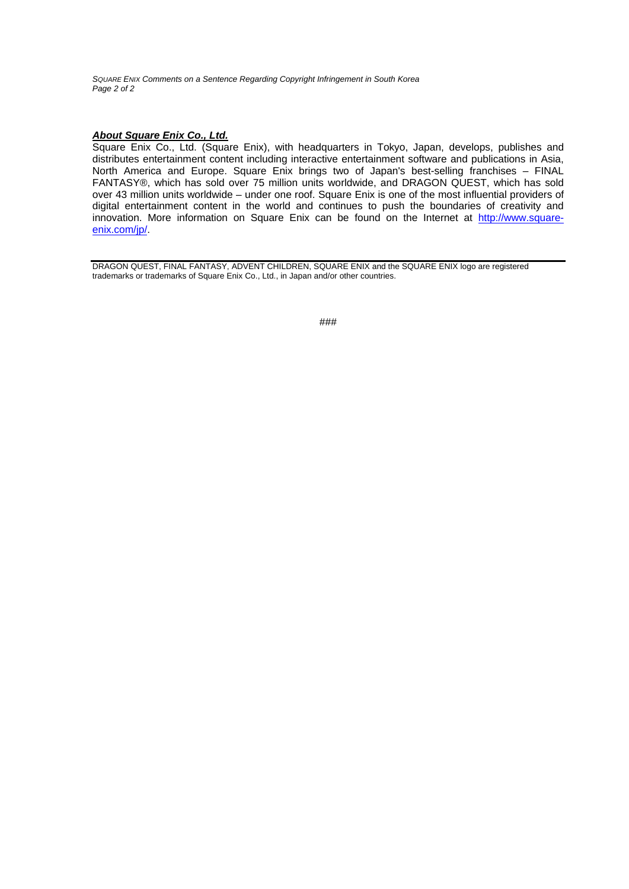***About Square Enix Co., Ltd.***

Square Enix Co., Ltd. (Square Enix), with headquarters in Tokyo, Japan, develops, publishes and distributes entertainment content including interactive entertainment software and publications in Asia, North America and Europe. Square Enix brings two of Japan's best-selling franchises – FINAL FANTASY®, which has sold over 75 million units worldwide, and DRAGON QUEST, which has sold over 43 million units worldwide – under one roof. Square Enix is one of the most influential providers of digital entertainment content in the world and continues to push the boundaries of creativity and innovation. More information on Square Enix can be found on the Internet at [http://www.square-enix.com/jp/](http://www.square-enix.com/jp/).

---

DRAGON QUEST, FINAL FANTASY, ADVENT CHILDREN, SQUARE ENIX and the SQUARE ENIX logo are registered trademarks or trademarks of Square Enix Co., Ltd., in Japan and/or other countries.

###